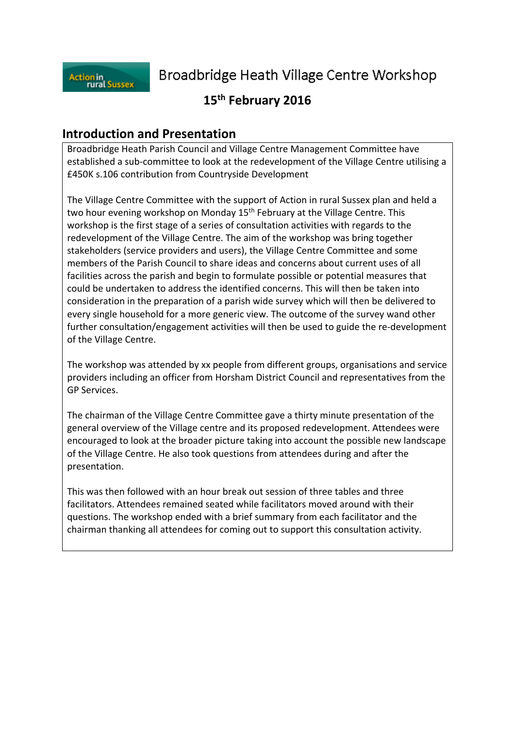Action in rural Sussex

# Broadbridge Heath Village Centre Workshop

**15th February 2016**

## Introduction and Presentation

Broadbridge Heath Parish Council and Village Centre Management Committee have established a sub-committee to look at the redevelopment of the Village Centre utilising a £450K s.106 contribution from Countryside Development

The Village Centre Committee with the support of Action in rural Sussex plan and held a two hour evening workshop on Monday 15th February at the Village Centre. This workshop is the first stage of a series of consultation activities with regards to the redevelopment of the Village Centre. The aim of the workshop was bring together stakeholders (service providers and users), the Village Centre Committee and some members of the Parish Council to share ideas and concerns about current uses of all facilities across the parish and begin to formulate possible or potential measures that could be undertaken to address the identified concerns. This will then be taken into consideration in the preparation of a parish wide survey which will then be delivered to every single household for a more generic view. The outcome of the survey wand other further consultation/engagement activities will then be used to guide the re-development of the Village Centre.

The workshop was attended by xx people from different groups, organisations and service providers including an officer from Horsham District Council and representatives from the GP Services.

The chairman of the Village Centre Committee gave a thirty minute presentation of the general overview of the Village centre and its proposed redevelopment. Attendees were encouraged to look at the broader picture taking into account the possible new landscape of the Village Centre. He also took questions from attendees during and after the presentation.

This was then followed with an hour break out session of three tables and three facilitators. Attendees remained seated while facilitators moved around with their questions. The workshop ended with a brief summary from each facilitator and the chairman thanking all attendees for coming out to support this consultation activity.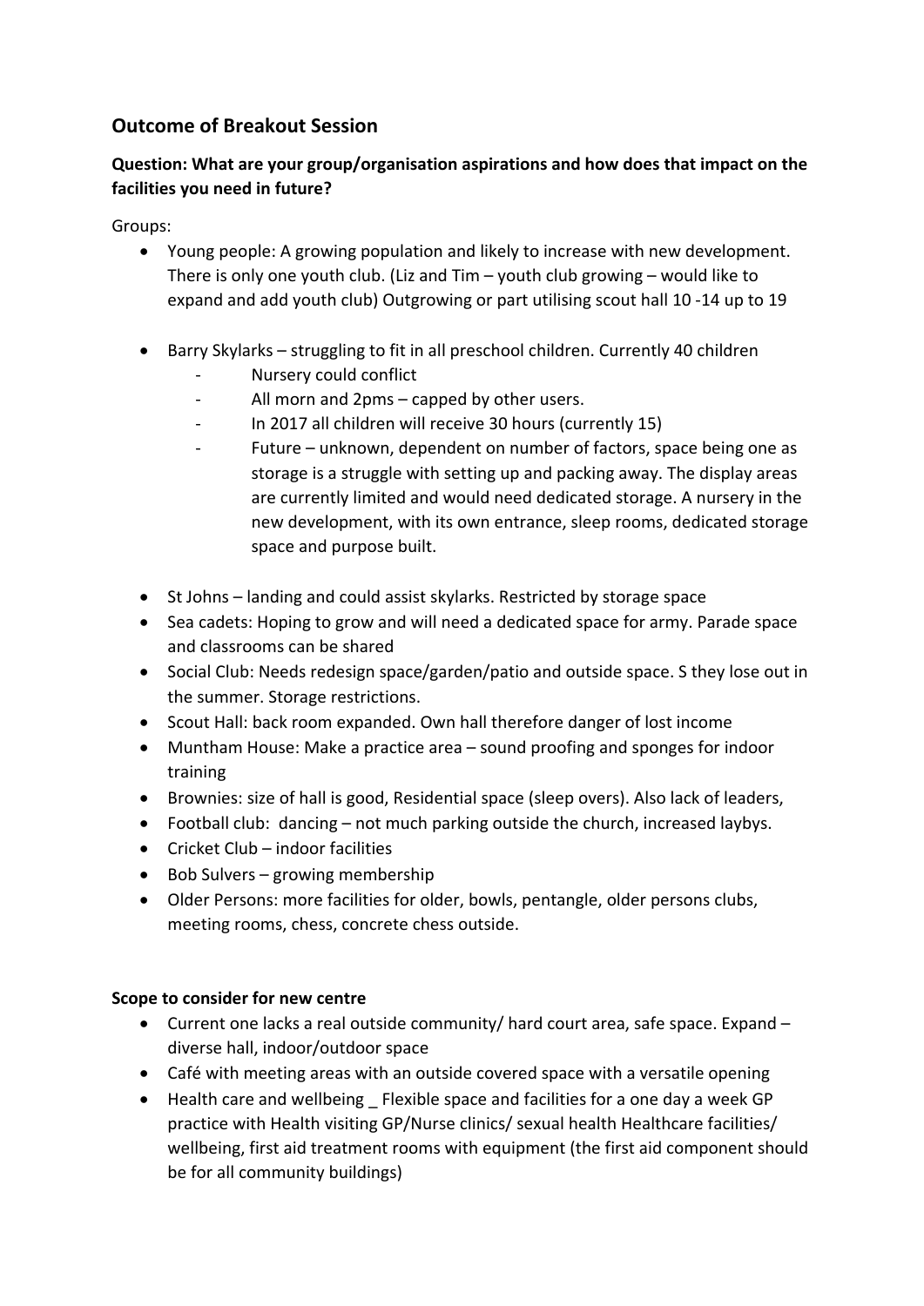## Outcome of Breakout Session

### Question: What are your group/organisation aspirations and how does that impact on the facilities you need in future?

Groups:

- Young people: A growing population and likely to increase with new development. There is only one youth club. (Liz and Tim – youth club growing – would like to expand and add youth club) Outgrowing or part utilising scout hall 10 -14 up to 19

- Barry Skylarks – struggling to fit in all preschool children. Currently 40 children
  - Nursery could conflict
  - All morn and 2pms – capped by other users.
  - In 2017 all children will receive 30 hours (currently 15)
  - Future – unknown, dependent on number of factors, space being one as storage is a struggle with setting up and packing away. The display areas are currently limited and would need dedicated storage. A nursery in the new development, with its own entrance, sleep rooms, dedicated storage space and purpose built.

- St Johns – landing and could assist skylarks. Restricted by storage space
- Sea cadets: Hoping to grow and will need a dedicated space for army. Parade space and classrooms can be shared
- Social Club: Needs redesign space/garden/patio and outside space. S they lose out in the summer. Storage restrictions.
- Scout Hall: back room expanded. Own hall therefore danger of lost income
- Muntham House: Make a practice area – sound proofing and sponges for indoor training
- Brownies: size of hall is good, Residential space (sleep overs). Also lack of leaders,
- Football club: dancing – not much parking outside the church, increased laybys.
- Cricket Club – indoor facilities
- Bob Sulvers – growing membership
- Older Persons: more facilities for older, bowls, pentangle, older persons clubs, meeting rooms, chess, concrete chess outside.

### Scope to consider for new centre

- Current one lacks a real outside community/ hard court area, safe space. Expand – diverse hall, indoor/outdoor space
- Café with meeting areas with an outside covered space with a versatile opening
- Health care and wellbeing _ Flexible space and facilities for a one day a week GP practice with Health visiting GP/Nurse clinics/ sexual health Healthcare facilities/ wellbeing, first aid treatment rooms with equipment (the first aid component should be for all community buildings)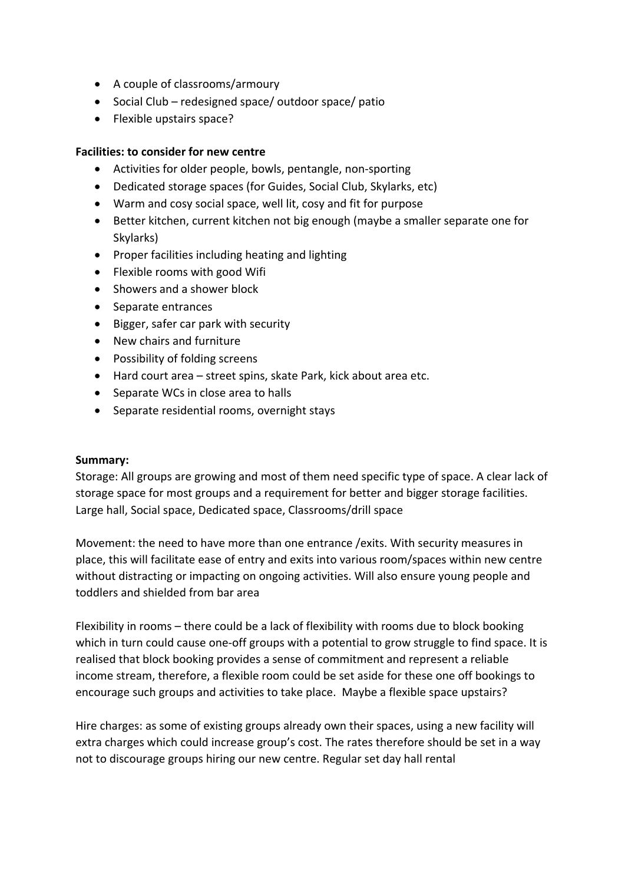- A couple of classrooms/armoury
- Social Club – redesigned space/ outdoor space/ patio
- Flexible upstairs space?

**Facilities: to consider for new centre**

- Activities for older people, bowls, pentangle, non-sporting
- Dedicated storage spaces (for Guides, Social Club, Skylarks, etc)
- Warm and cosy social space, well lit, cosy and fit for purpose
- Better kitchen, current kitchen not big enough (maybe a smaller separate one for Skylarks)
- Proper facilities including heating and lighting
- Flexible rooms with good Wifi
- Showers and a shower block
- Separate entrances
- Bigger, safer car park with security
- New chairs and furniture
- Possibility of folding screens
- Hard court area – street spins, skate Park, kick about area etc.
- Separate WCs in close area to halls
- Separate residential rooms, overnight stays

**Summary:**

Storage: All groups are growing and most of them need specific type of space. A clear lack of storage space for most groups and a requirement for better and bigger storage facilities. Large hall, Social space, Dedicated space, Classrooms/drill space

Movement: the need to have more than one entrance /exits. With security measures in place, this will facilitate ease of entry and exits into various room/spaces within new centre without distracting or impacting on ongoing activities. Will also ensure young people and toddlers and shielded from bar area

Flexibility in rooms – there could be a lack of flexibility with rooms due to block booking which in turn could cause one-off groups with a potential to grow struggle to find space. It is realised that block booking provides a sense of commitment and represent a reliable income stream, therefore, a flexible room could be set aside for these one off bookings to encourage such groups and activities to take place. Maybe a flexible space upstairs?

Hire charges: as some of existing groups already own their spaces, using a new facility will extra charges which could increase group's cost. The rates therefore should be set in a way not to discourage groups hiring our new centre. Regular set day hall rental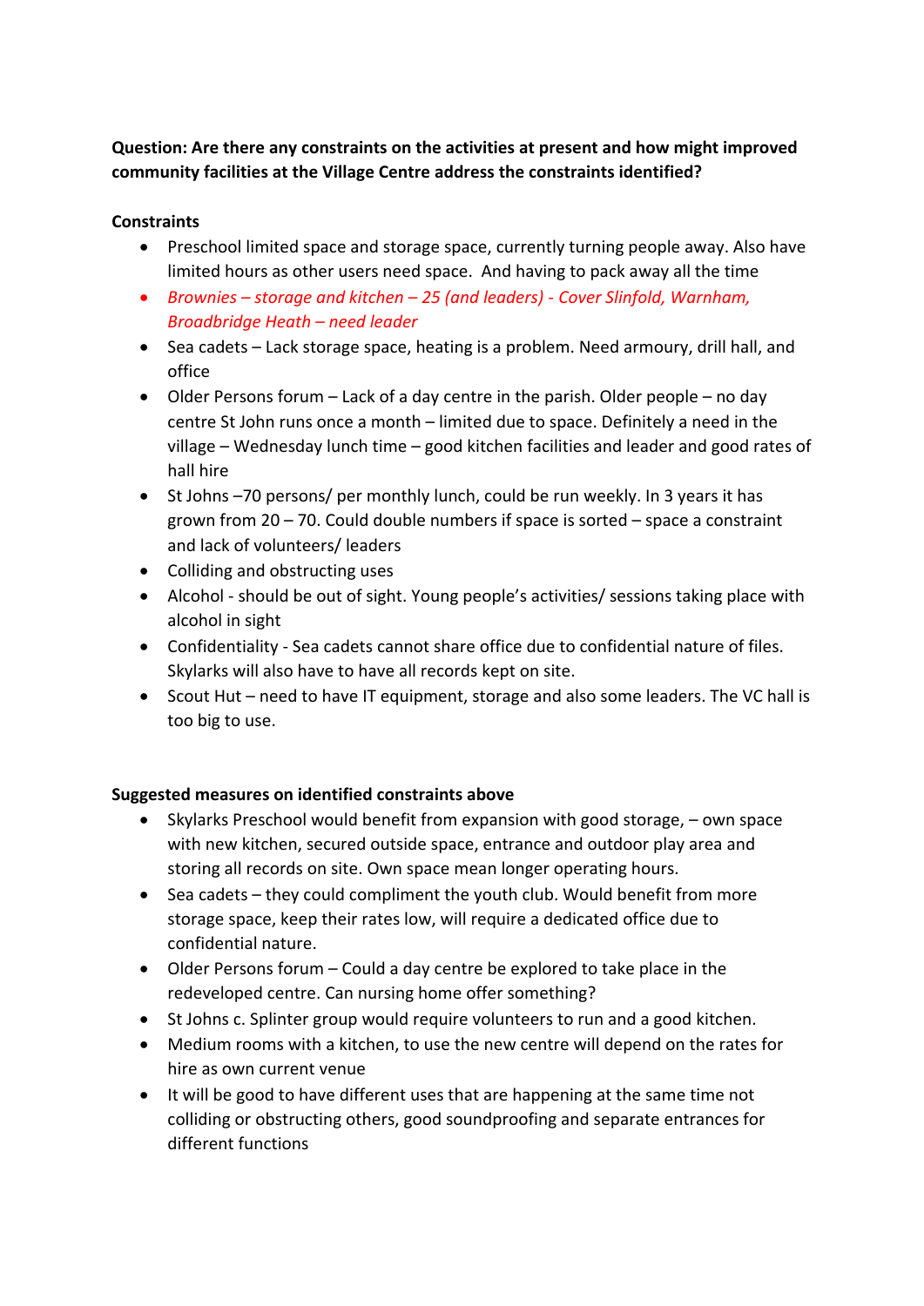**Question: Are there any constraints on the activities at present and how might improved community facilities at the Village Centre address the constraints identified?**

**Constraints**

- Preschool limited space and storage space, currently turning people away. Also have limited hours as other users need space. And having to pack away all the time
- *Brownies – storage and kitchen – 25 (and leaders) - Cover Slinfold, Warnham, Broadbridge Heath – need leader*
- Sea cadets – Lack storage space, heating is a problem. Need armoury, drill hall, and office
- Older Persons forum – Lack of a day centre in the parish. Older people – no day centre St John runs once a month – limited due to space. Definitely a need in the village – Wednesday lunch time – good kitchen facilities and leader and good rates of hall hire
- St Johns –70 persons/ per monthly lunch, could be run weekly. In 3 years it has grown from 20 – 70. Could double numbers if space is sorted – space a constraint and lack of volunteers/ leaders
- Colliding and obstructing uses
- Alcohol - should be out of sight. Young people's activities/ sessions taking place with alcohol in sight
- Confidentiality - Sea cadets cannot share office due to confidential nature of files. Skylarks will also have to have all records kept on site.
- Scout Hut – need to have IT equipment, storage and also some leaders. The VC hall is too big to use.

**Suggested measures on identified constraints above**

- Skylarks Preschool would benefit from expansion with good storage, – own space with new kitchen, secured outside space, entrance and outdoor play area and storing all records on site. Own space mean longer operating hours.
- Sea cadets – they could compliment the youth club. Would benefit from more storage space, keep their rates low, will require a dedicated office due to confidential nature.
- Older Persons forum – Could a day centre be explored to take place in the redeveloped centre. Can nursing home offer something?
- St Johns c. Splinter group would require volunteers to run and a good kitchen.
- Medium rooms with a kitchen, to use the new centre will depend on the rates for hire as own current venue
- It will be good to have different uses that are happening at the same time not colliding or obstructing others, good soundproofing and separate entrances for different functions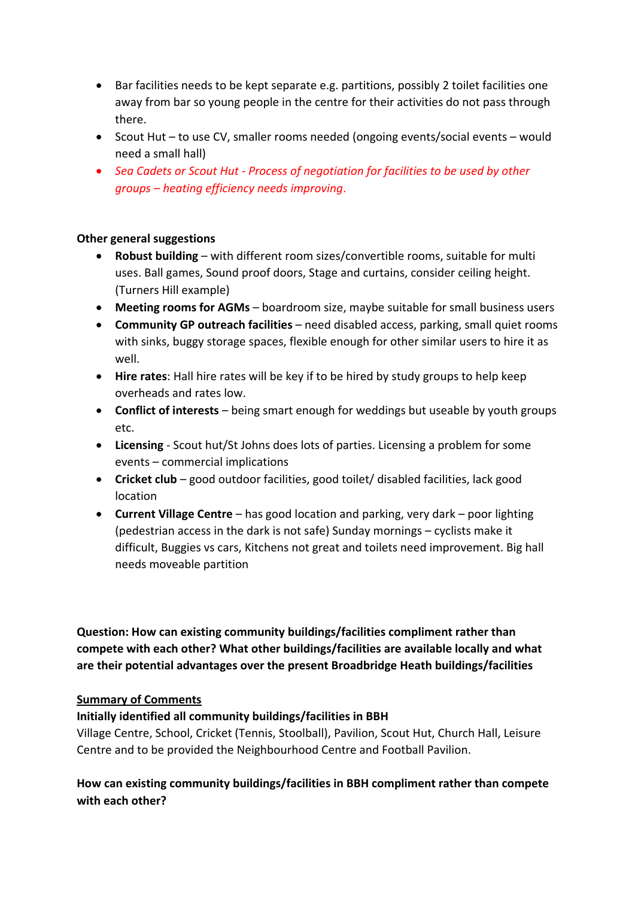- Bar facilities needs to be kept separate e.g. partitions, possibly 2 toilet facilities one away from bar so young people in the centre for their activities do not pass through there.
- Scout Hut – to use CV, smaller rooms needed (ongoing events/social events – would need a small hall)
- *Sea Cadets or Scout Hut - Process of negotiation for facilities to be used by other groups – heating efficiency needs improving.*

**Other general suggestions**

- **Robust building** – with different room sizes/convertible rooms, suitable for multi uses. Ball games, Sound proof doors, Stage and curtains, consider ceiling height. (Turners Hill example)
- **Meeting rooms for AGMs** – boardroom size, maybe suitable for small business users
- **Community GP outreach facilities** – need disabled access, parking, small quiet rooms with sinks, buggy storage spaces, flexible enough for other similar users to hire it as well.
- **Hire rates**: Hall hire rates will be key if to be hired by study groups to help keep overheads and rates low.
- **Conflict of interests** – being smart enough for weddings but useable by youth groups etc.
- **Licensing** - Scout hut/St Johns does lots of parties. Licensing a problem for some events – commercial implications
- **Cricket club** – good outdoor facilities, good toilet/ disabled facilities, lack good location
- **Current Village Centre** – has good location and parking, very dark – poor lighting (pedestrian access in the dark is not safe) Sunday mornings – cyclists make it difficult, Buggies vs cars, Kitchens not great and toilets need improvement. Big hall needs moveable partition

**Question: How can existing community buildings/facilities compliment rather than compete with each other? What other buildings/facilities are available locally and what are their potential advantages over the present Broadbridge Heath buildings/facilities**

<u>**Summary of Comments**</u>

**Initially identified all community buildings/facilities in BBH**

Village Centre, School, Cricket (Tennis, Stoolball), Pavilion, Scout Hut, Church Hall, Leisure Centre and to be provided the Neighbourhood Centre and Football Pavilion.

**How can existing community buildings/facilities in BBH compliment rather than compete with each other?**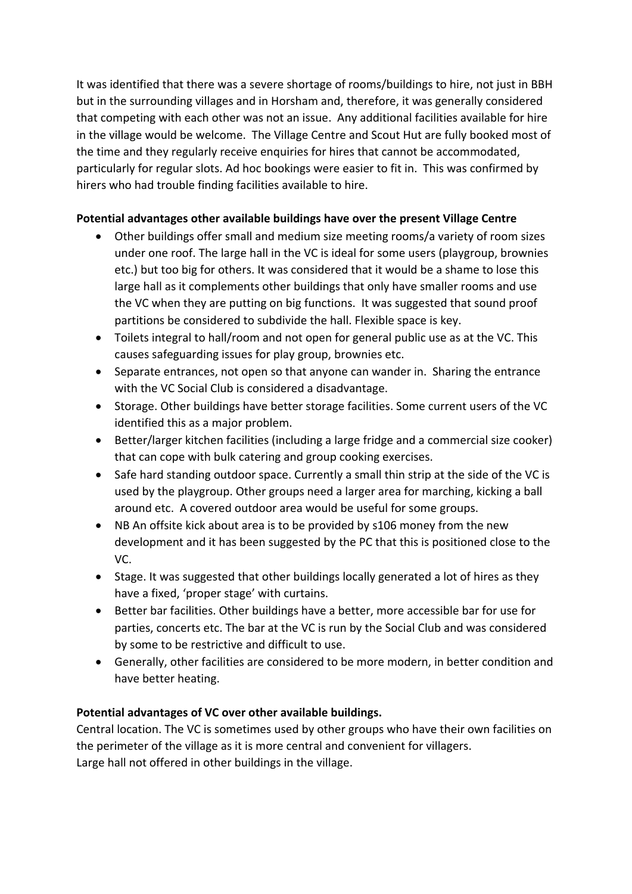It was identified that there was a severe shortage of rooms/buildings to hire, not just in BBH but in the surrounding villages and in Horsham and, therefore, it was generally considered that competing with each other was not an issue. Any additional facilities available for hire in the village would be welcome. The Village Centre and Scout Hut are fully booked most of the time and they regularly receive enquiries for hires that cannot be accommodated, particularly for regular slots. Ad hoc bookings were easier to fit in. This was confirmed by hirers who had trouble finding facilities available to hire.

**Potential advantages other available buildings have over the present Village Centre**

- Other buildings offer small and medium size meeting rooms/a variety of room sizes under one roof. The large hall in the VC is ideal for some users (playgroup, brownies etc.) but too big for others. It was considered that it would be a shame to lose this large hall as it complements other buildings that only have smaller rooms and use the VC when they are putting on big functions. It was suggested that sound proof partitions be considered to subdivide the hall. Flexible space is key.
- Toilets integral to hall/room and not open for general public use as at the VC. This causes safeguarding issues for play group, brownies etc.
- Separate entrances, not open so that anyone can wander in. Sharing the entrance with the VC Social Club is considered a disadvantage.
- Storage. Other buildings have better storage facilities. Some current users of the VC identified this as a major problem.
- Better/larger kitchen facilities (including a large fridge and a commercial size cooker) that can cope with bulk catering and group cooking exercises.
- Safe hard standing outdoor space. Currently a small thin strip at the side of the VC is used by the playgroup. Other groups need a larger area for marching, kicking a ball around etc. A covered outdoor area would be useful for some groups.
- NB An offsite kick about area is to be provided by s106 money from the new development and it has been suggested by the PC that this is positioned close to the VC.
- Stage. It was suggested that other buildings locally generated a lot of hires as they have a fixed, 'proper stage' with curtains.
- Better bar facilities. Other buildings have a better, more accessible bar for use for parties, concerts etc. The bar at the VC is run by the Social Club and was considered by some to be restrictive and difficult to use.
- Generally, other facilities are considered to be more modern, in better condition and have better heating.

**Potential advantages of VC over other available buildings.**

Central location. The VC is sometimes used by other groups who have their own facilities on the perimeter of the village as it is more central and convenient for villagers.
Large hall not offered in other buildings in the village.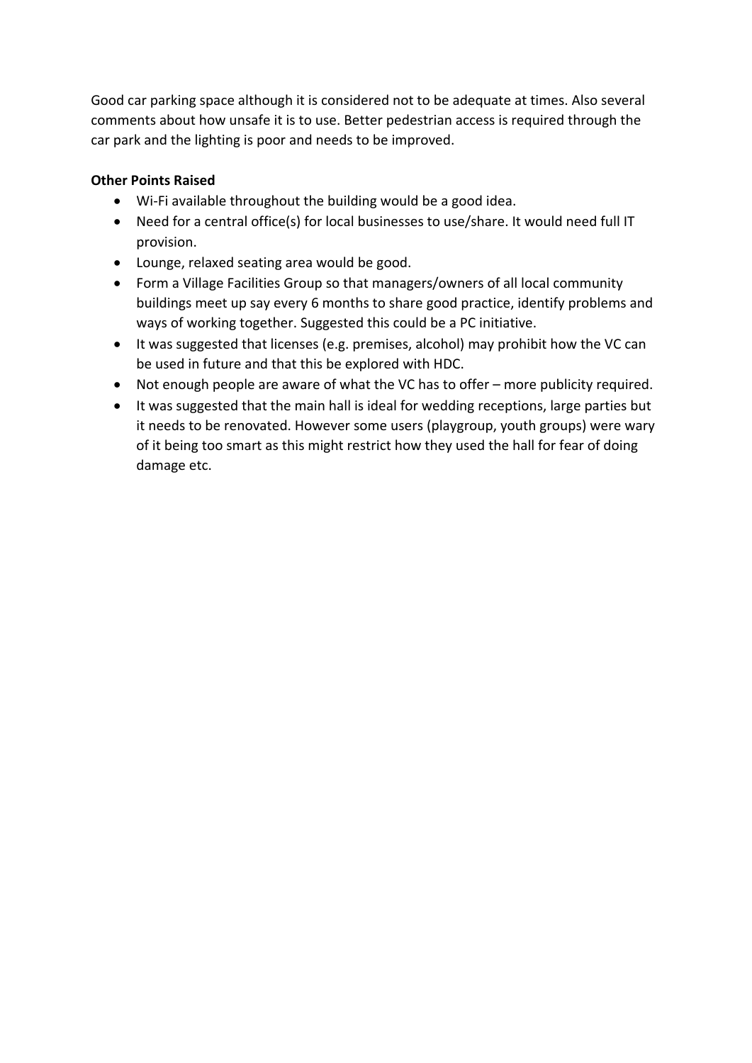Good car parking space although it is considered not to be adequate at times. Also several comments about how unsafe it is to use. Better pedestrian access is required through the car park and the lighting is poor and needs to be improved.

**Other Points Raised**

- Wi-Fi available throughout the building would be a good idea.
- Need for a central office(s) for local businesses to use/share. It would need full IT provision.
- Lounge, relaxed seating area would be good.
- Form a Village Facilities Group so that managers/owners of all local community buildings meet up say every 6 months to share good practice, identify problems and ways of working together. Suggested this could be a PC initiative.
- It was suggested that licenses (e.g. premises, alcohol) may prohibit how the VC can be used in future and that this be explored with HDC.
- Not enough people are aware of what the VC has to offer – more publicity required.
- It was suggested that the main hall is ideal for wedding receptions, large parties but it needs to be renovated. However some users (playgroup, youth groups) were wary of it being too smart as this might restrict how they used the hall for fear of doing damage etc.